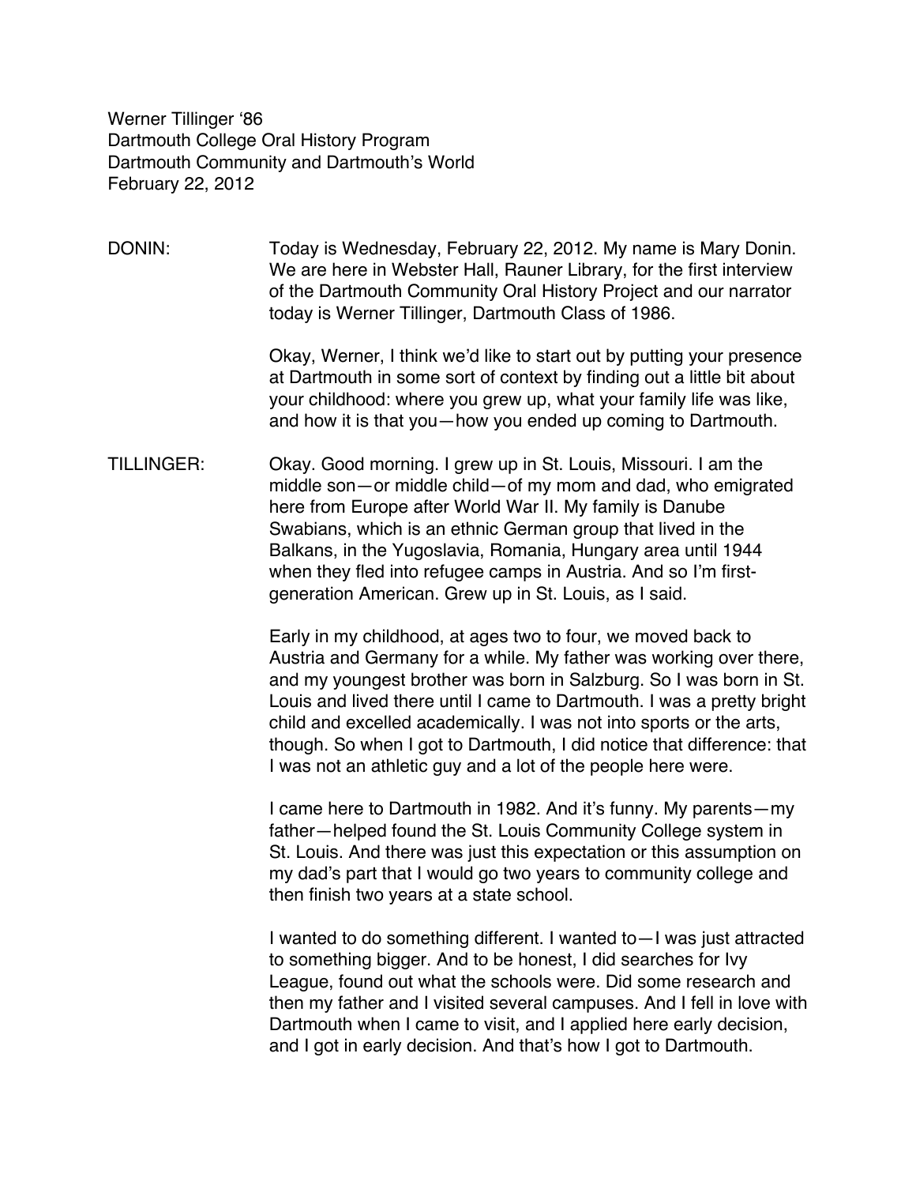Werner Tillinger '86
Dartmouth College Oral History Program
Dartmouth Community and Dartmouth's World
February 22, 2012

DONIN: Today is Wednesday, February 22, 2012. My name is Mary Donin. We are here in Webster Hall, Rauner Library, for the first interview of the Dartmouth Community Oral History Project and our narrator today is Werner Tillinger, Dartmouth Class of 1986.

Okay, Werner, I think we'd like to start out by putting your presence at Dartmouth in some sort of context by finding out a little bit about your childhood: where you grew up, what your family life was like, and how it is that you—how you ended up coming to Dartmouth.

TILLINGER: Okay. Good morning. I grew up in St. Louis, Missouri. I am the middle son—or middle child—of my mom and dad, who emigrated here from Europe after World War II. My family is Danube Swabians, which is an ethnic German group that lived in the Balkans, in the Yugoslavia, Romania, Hungary area until 1944 when they fled into refugee camps in Austria. And so I'm first-generation American. Grew up in St. Louis, as I said.

Early in my childhood, at ages two to four, we moved back to Austria and Germany for a while. My father was working over there, and my youngest brother was born in Salzburg. So I was born in St. Louis and lived there until I came to Dartmouth. I was a pretty bright child and excelled academically. I was not into sports or the arts, though. So when I got to Dartmouth, I did notice that difference: that I was not an athletic guy and a lot of the people here were.

I came here to Dartmouth in 1982. And it's funny. My parents—my father—helped found the St. Louis Community College system in St. Louis. And there was just this expectation or this assumption on my dad's part that I would go two years to community college and then finish two years at a state school.

I wanted to do something different. I wanted to—I was just attracted to something bigger. And to be honest, I did searches for Ivy League, found out what the schools were. Did some research and then my father and I visited several campuses. And I fell in love with Dartmouth when I came to visit, and I applied here early decision, and I got in early decision. And that's how I got to Dartmouth.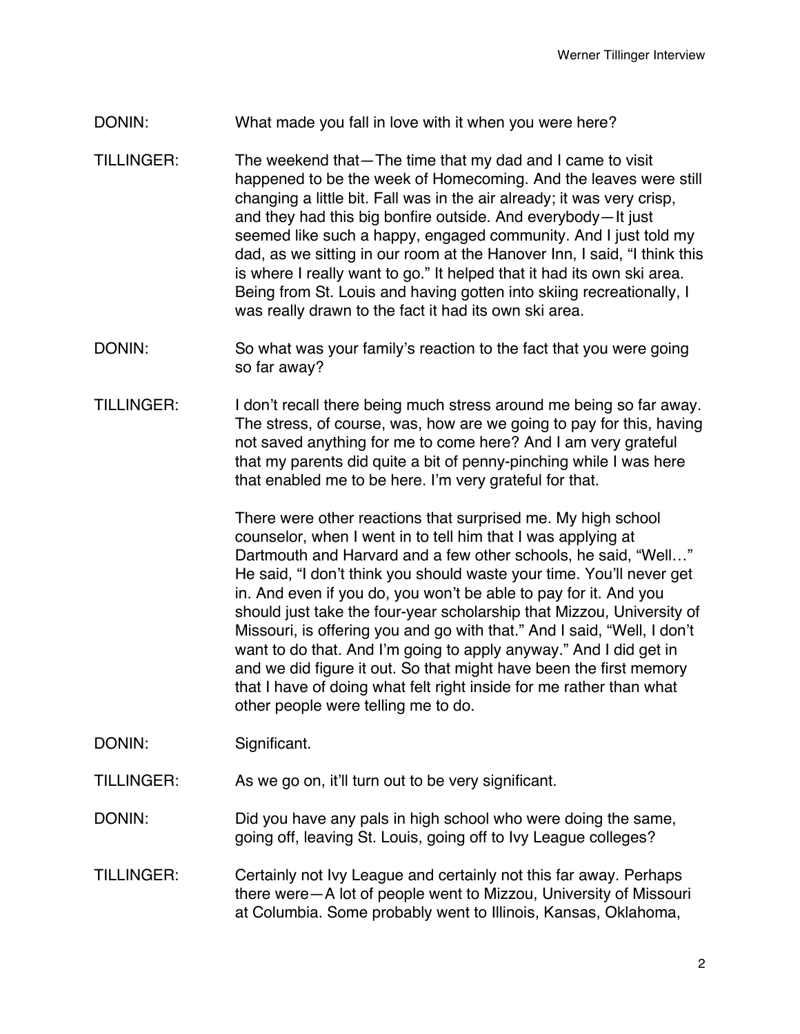DONIN: What made you fall in love with it when you were here?

TILLINGER: The weekend that—The time that my dad and I came to visit happened to be the week of Homecoming. And the leaves were still changing a little bit. Fall was in the air already; it was very crisp, and they had this big bonfire outside. And everybody—It just seemed like such a happy, engaged community. And I just told my dad, as we sitting in our room at the Hanover Inn, I said, "I think this is where I really want to go." It helped that it had its own ski area. Being from St. Louis and having gotten into skiing recreationally, I was really drawn to the fact it had its own ski area.

DONIN: So what was your family's reaction to the fact that you were going so far away?

TILLINGER: I don't recall there being much stress around me being so far away. The stress, of course, was, how are we going to pay for this, having not saved anything for me to come here? And I am very grateful that my parents did quite a bit of penny-pinching while I was here that enabled me to be here. I'm very grateful for that.

There were other reactions that surprised me. My high school counselor, when I went in to tell him that I was applying at Dartmouth and Harvard and a few other schools, he said, "Well…" He said, "I don't think you should waste your time. You'll never get in. And even if you do, you won't be able to pay for it. And you should just take the four-year scholarship that Mizzou, University of Missouri, is offering you and go with that." And I said, "Well, I don't want to do that. And I'm going to apply anyway." And I did get in and we did figure it out. So that might have been the first memory that I have of doing what felt right inside for me rather than what other people were telling me to do.

DONIN: Significant.

TILLINGER: As we go on, it'll turn out to be very significant.

DONIN: Did you have any pals in high school who were doing the same, going off, leaving St. Louis, going off to Ivy League colleges?

TILLINGER: Certainly not Ivy League and certainly not this far away. Perhaps there were—A lot of people went to Mizzou, University of Missouri at Columbia. Some probably went to Illinois, Kansas, Oklahoma,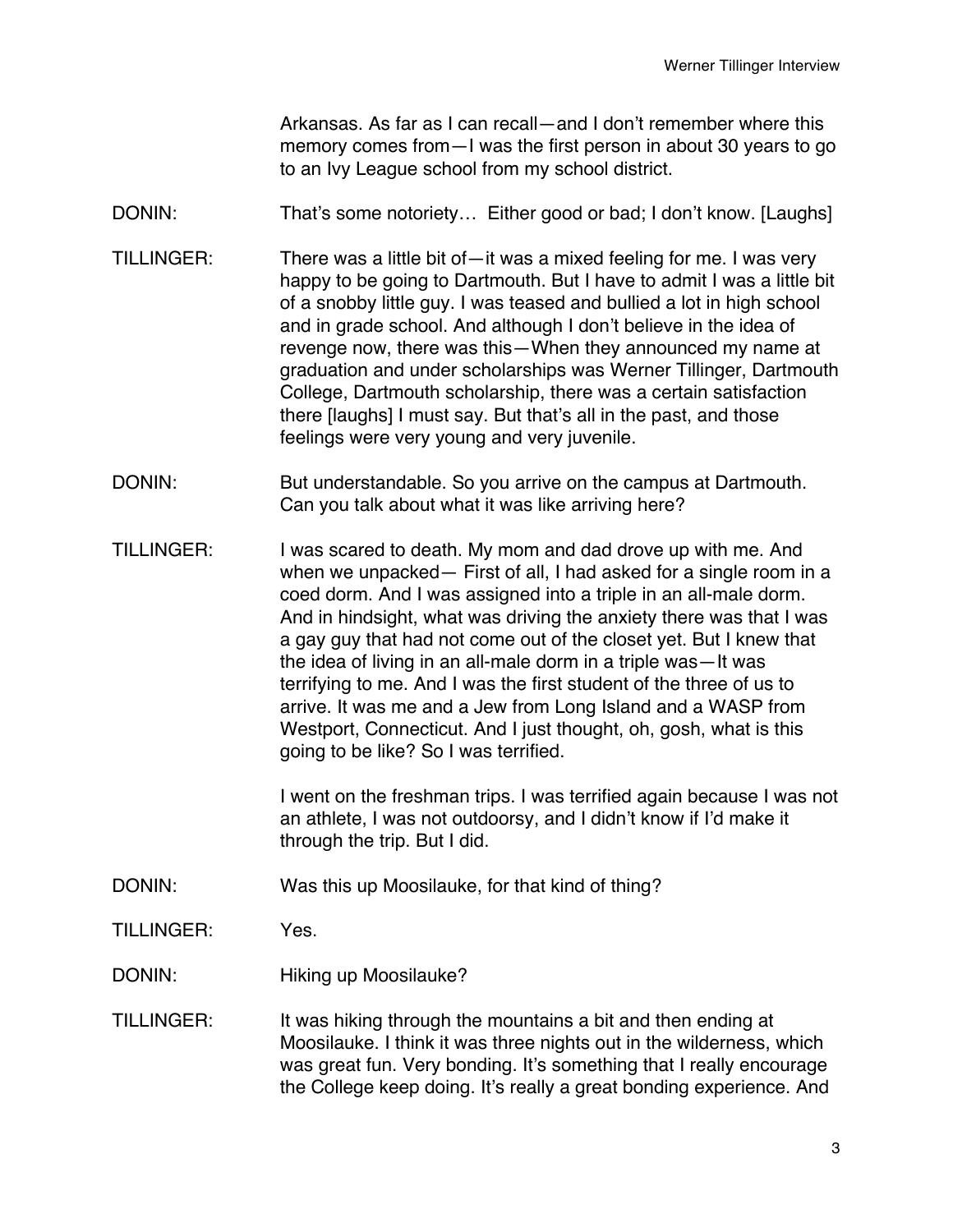Arkansas. As far as I can recall—and I don't remember where this memory comes from—I was the first person in about 30 years to go to an Ivy League school from my school district.

DONIN: That's some notoriety… Either good or bad; I don't know. [Laughs]

TILLINGER: There was a little bit of—it was a mixed feeling for me. I was very happy to be going to Dartmouth. But I have to admit I was a little bit of a snobby little guy. I was teased and bullied a lot in high school and in grade school. And although I don't believe in the idea of revenge now, there was this—When they announced my name at graduation and under scholarships was Werner Tillinger, Dartmouth College, Dartmouth scholarship, there was a certain satisfaction there [laughs] I must say. But that's all in the past, and those feelings were very young and very juvenile.

DONIN: But understandable. So you arrive on the campus at Dartmouth. Can you talk about what it was like arriving here?

TILLINGER: I was scared to death. My mom and dad drove up with me. And when we unpacked— First of all, I had asked for a single room in a coed dorm. And I was assigned into a triple in an all-male dorm. And in hindsight, what was driving the anxiety there was that I was a gay guy that had not come out of the closet yet. But I knew that the idea of living in an all-male dorm in a triple was—It was terrifying to me. And I was the first student of the three of us to arrive. It was me and a Jew from Long Island and a WASP from Westport, Connecticut. And I just thought, oh, gosh, what is this going to be like? So I was terrified.

I went on the freshman trips. I was terrified again because I was not an athlete, I was not outdoorsy, and I didn't know if I'd make it through the trip. But I did.

DONIN: Was this up Moosilauke, for that kind of thing?

TILLINGER: Yes.

DONIN: Hiking up Moosilauke?

TILLINGER: It was hiking through the mountains a bit and then ending at Moosilauke. I think it was three nights out in the wilderness, which was great fun. Very bonding. It's something that I really encourage the College keep doing. It's really a great bonding experience. And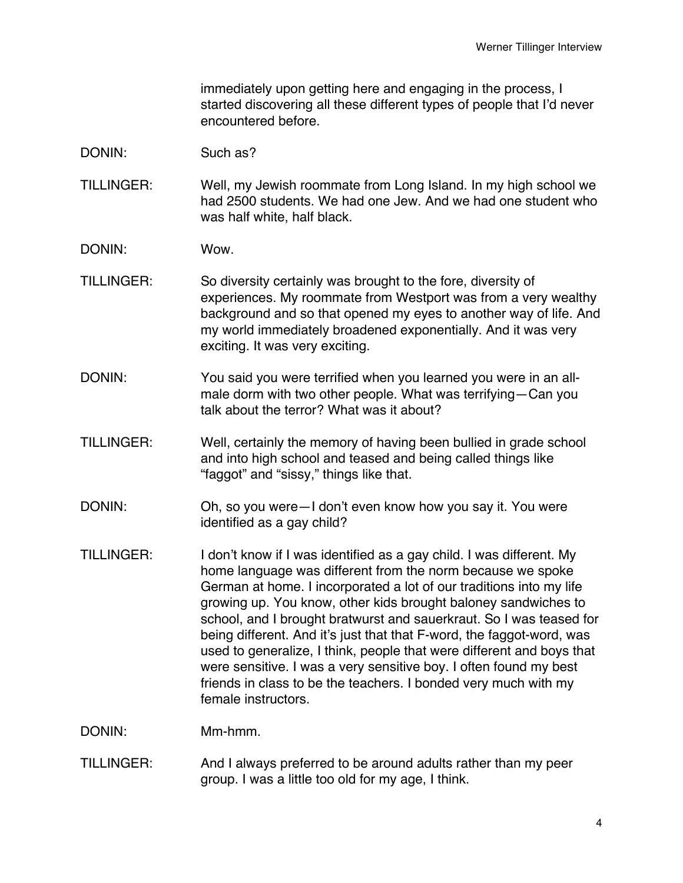immediately upon getting here and engaging in the process, I started discovering all these different types of people that I'd never encountered before.

DONIN: Such as?

TILLINGER: Well, my Jewish roommate from Long Island. In my high school we had 2500 students. We had one Jew. And we had one student who was half white, half black.

DONIN: Wow.

TILLINGER: So diversity certainly was brought to the fore, diversity of experiences. My roommate from Westport was from a very wealthy background and so that opened my eyes to another way of life. And my world immediately broadened exponentially. And it was very exciting. It was very exciting.

DONIN: You said you were terrified when you learned you were in an all-male dorm with two other people. What was terrifying—Can you talk about the terror? What was it about?

TILLINGER: Well, certainly the memory of having been bullied in grade school and into high school and teased and being called things like "faggot" and "sissy," things like that.

DONIN: Oh, so you were—I don't even know how you say it. You were identified as a gay child?

TILLINGER: I don't know if I was identified as a gay child. I was different. My home language was different from the norm because we spoke German at home. I incorporated a lot of our traditions into my life growing up. You know, other kids brought baloney sandwiches to school, and I brought bratwurst and sauerkraut. So I was teased for being different. And it's just that that F-word, the faggot-word, was used to generalize, I think, people that were different and boys that were sensitive. I was a very sensitive boy. I often found my best friends in class to be the teachers. I bonded very much with my female instructors.

DONIN: Mm-hmm.

TILLINGER: And I always preferred to be around adults rather than my peer group. I was a little too old for my age, I think.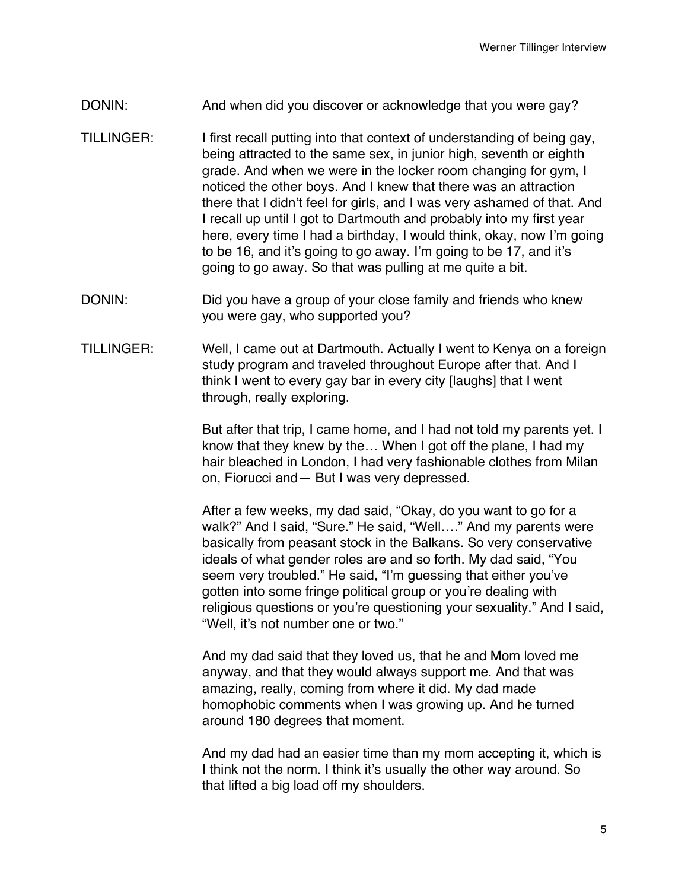DONIN: And when did you discover or acknowledge that you were gay?

TILLINGER: I first recall putting into that context of understanding of being gay, being attracted to the same sex, in junior high, seventh or eighth grade. And when we were in the locker room changing for gym, I noticed the other boys. And I knew that there was an attraction there that I didn't feel for girls, and I was very ashamed of that. And I recall up until I got to Dartmouth and probably into my first year here, every time I had a birthday, I would think, okay, now I'm going to be 16, and it's going to go away. I'm going to be 17, and it's going to go away. So that was pulling at me quite a bit.

DONIN: Did you have a group of your close family and friends who knew you were gay, who supported you?

TILLINGER: Well, I came out at Dartmouth. Actually I went to Kenya on a foreign study program and traveled throughout Europe after that. And I think I went to every gay bar in every city [laughs] that I went through, really exploring.

But after that trip, I came home, and I had not told my parents yet. I know that they knew by the… When I got off the plane, I had my hair bleached in London, I had very fashionable clothes from Milan on, Fiorucci and— But I was very depressed.

After a few weeks, my dad said, "Okay, do you want to go for a walk?" And I said, "Sure." He said, "Well…." And my parents were basically from peasant stock in the Balkans. So very conservative ideals of what gender roles are and so forth. My dad said, "You seem very troubled." He said, "I'm guessing that either you've gotten into some fringe political group or you're dealing with religious questions or you're questioning your sexuality." And I said, "Well, it's not number one or two."

And my dad said that they loved us, that he and Mom loved me anyway, and that they would always support me. And that was amazing, really, coming from where it did. My dad made homophobic comments when I was growing up. And he turned around 180 degrees that moment.

And my dad had an easier time than my mom accepting it, which is I think not the norm. I think it's usually the other way around. So that lifted a big load off my shoulders.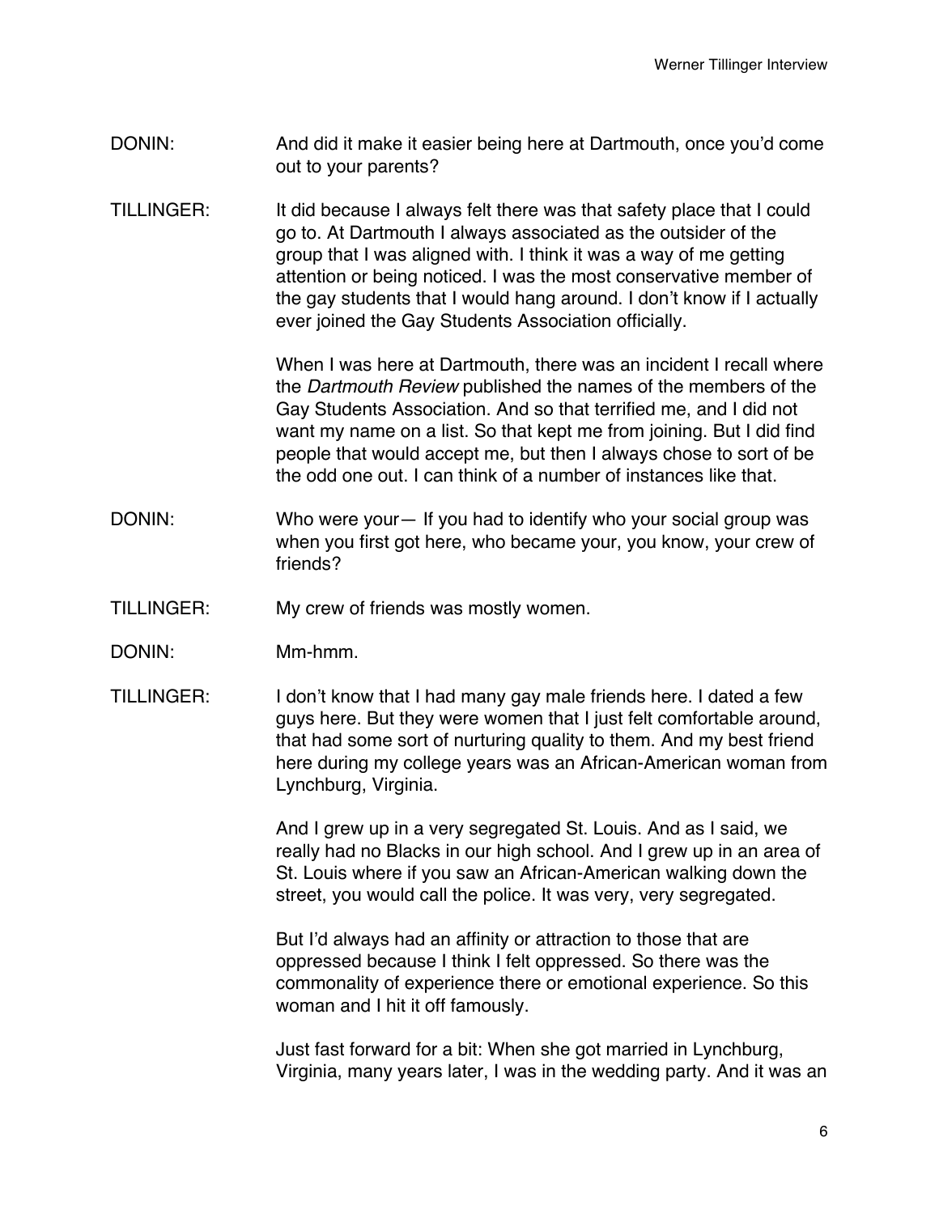DONIN: And did it make it easier being here at Dartmouth, once you'd come out to your parents?

TILLINGER: It did because I always felt there was that safety place that I could go to. At Dartmouth I always associated as the outsider of the group that I was aligned with. I think it was a way of me getting attention or being noticed. I was the most conservative member of the gay students that I would hang around. I don't know if I actually ever joined the Gay Students Association officially.

When I was here at Dartmouth, there was an incident I recall where the *Dartmouth Review* published the names of the members of the Gay Students Association. And so that terrified me, and I did not want my name on a list. So that kept me from joining. But I did find people that would accept me, but then I always chose to sort of be the odd one out. I can think of a number of instances like that.

DONIN: Who were your— If you had to identify who your social group was when you first got here, who became your, you know, your crew of friends?

TILLINGER: My crew of friends was mostly women.

DONIN: Mm-hmm.

TILLINGER: I don't know that I had many gay male friends here. I dated a few guys here. But they were women that I just felt comfortable around, that had some sort of nurturing quality to them. And my best friend here during my college years was an African-American woman from Lynchburg, Virginia.

And I grew up in a very segregated St. Louis. And as I said, we really had no Blacks in our high school. And I grew up in an area of St. Louis where if you saw an African-American walking down the street, you would call the police. It was very, very segregated.

But I'd always had an affinity or attraction to those that are oppressed because I think I felt oppressed. So there was the commonality of experience there or emotional experience. So this woman and I hit it off famously.

Just fast forward for a bit: When she got married in Lynchburg, Virginia, many years later, I was in the wedding party. And it was an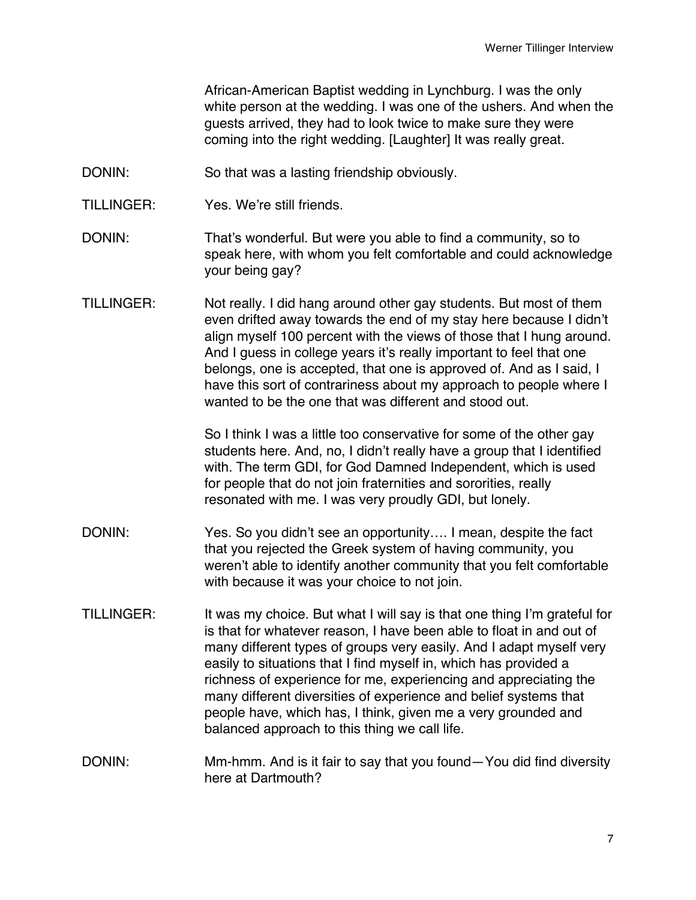African-American Baptist wedding in Lynchburg. I was the only white person at the wedding. I was one of the ushers. And when the guests arrived, they had to look twice to make sure they were coming into the right wedding. [Laughter] It was really great.

DONIN: So that was a lasting friendship obviously.

TILLINGER: Yes. We're still friends.

DONIN: That's wonderful. But were you able to find a community, so to speak here, with whom you felt comfortable and could acknowledge your being gay?

TILLINGER: Not really. I did hang around other gay students. But most of them even drifted away towards the end of my stay here because I didn't align myself 100 percent with the views of those that I hung around. And I guess in college years it's really important to feel that one belongs, one is accepted, that one is approved of. And as I said, I have this sort of contrariness about my approach to people where I wanted to be the one that was different and stood out.

So I think I was a little too conservative for some of the other gay students here. And, no, I didn't really have a group that I identified with. The term GDI, for God Damned Independent, which is used for people that do not join fraternities and sororities, really resonated with me. I was very proudly GDI, but lonely.

DONIN: Yes. So you didn't see an opportunity…. I mean, despite the fact that you rejected the Greek system of having community, you weren't able to identify another community that you felt comfortable with because it was your choice to not join.

TILLINGER: It was my choice. But what I will say is that one thing I'm grateful for is that for whatever reason, I have been able to float in and out of many different types of groups very easily. And I adapt myself very easily to situations that I find myself in, which has provided a richness of experience for me, experiencing and appreciating the many different diversities of experience and belief systems that people have, which has, I think, given me a very grounded and balanced approach to this thing we call life.

DONIN: Mm-hmm. And is it fair to say that you found—You did find diversity here at Dartmouth?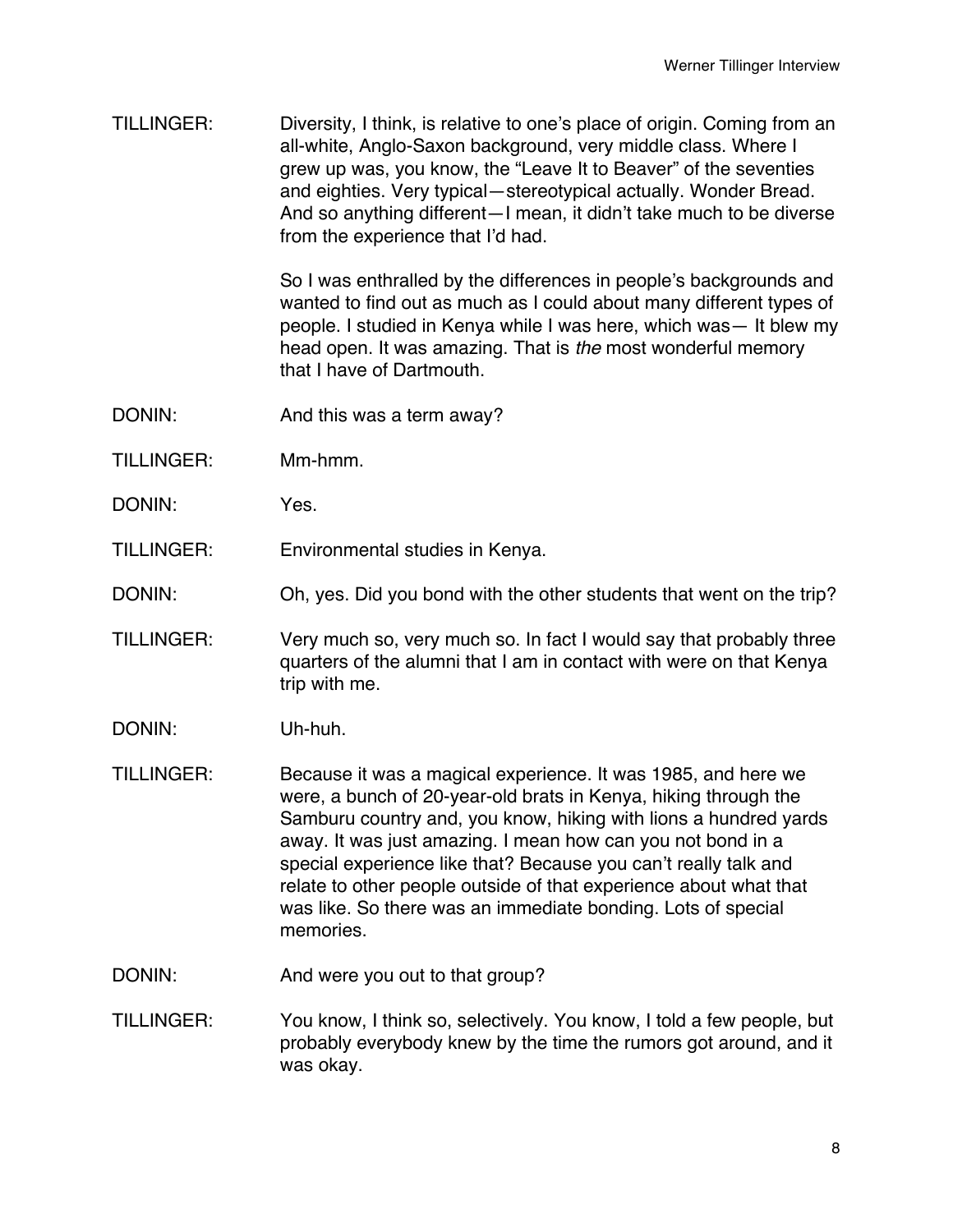TILLINGER: Diversity, I think, is relative to one's place of origin. Coming from an all-white, Anglo-Saxon background, very middle class. Where I grew up was, you know, the "Leave It to Beaver" of the seventies and eighties. Very typical—stereotypical actually. Wonder Bread. And so anything different—I mean, it didn't take much to be diverse from the experience that I'd had.

So I was enthralled by the differences in people's backgrounds and wanted to find out as much as I could about many different types of people. I studied in Kenya while I was here, which was— It blew my head open. It was amazing. That is *the* most wonderful memory that I have of Dartmouth.

DONIN: And this was a term away?

TILLINGER: Mm-hmm.

DONIN: Yes.

TILLINGER: Environmental studies in Kenya.

DONIN: Oh, yes. Did you bond with the other students that went on the trip?

TILLINGER: Very much so, very much so. In fact I would say that probably three quarters of the alumni that I am in contact with were on that Kenya trip with me.

DONIN: Uh-huh.

TILLINGER: Because it was a magical experience. It was 1985, and here we were, a bunch of 20-year-old brats in Kenya, hiking through the Samburu country and, you know, hiking with lions a hundred yards away. It was just amazing. I mean how can you not bond in a special experience like that? Because you can't really talk and relate to other people outside of that experience about what that was like. So there was an immediate bonding. Lots of special memories.

DONIN: And were you out to that group?

TILLINGER: You know, I think so, selectively. You know, I told a few people, but probably everybody knew by the time the rumors got around, and it was okay.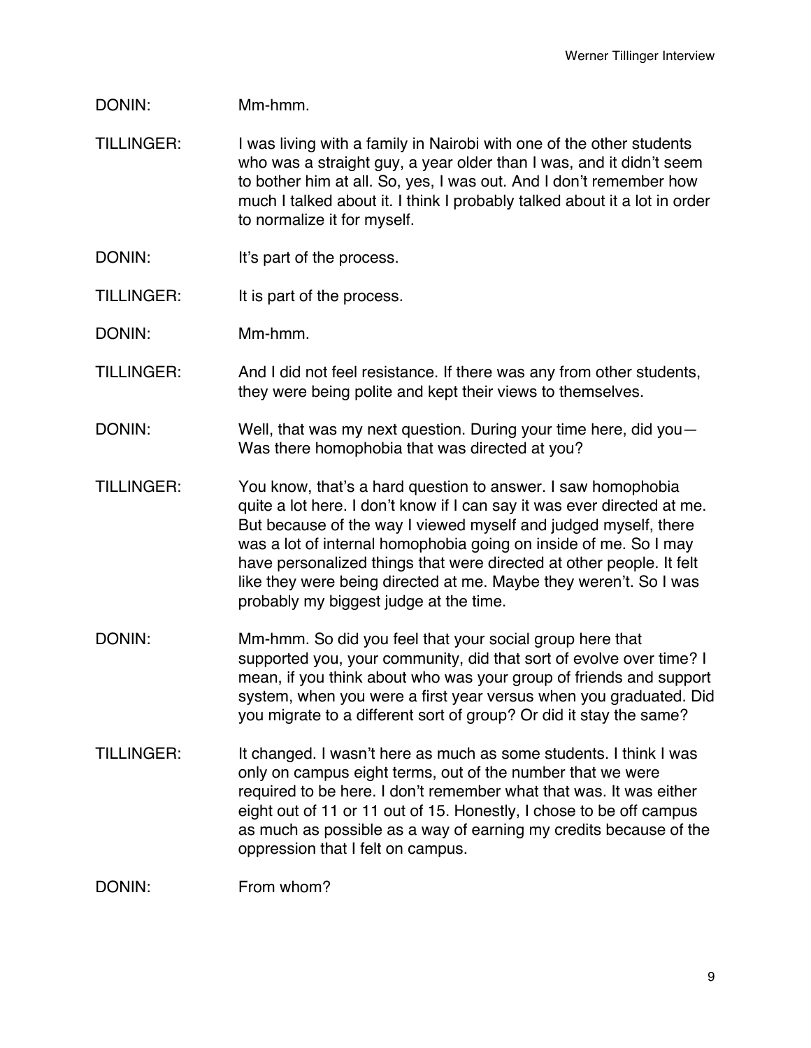DONIN: Mm-hmm.

TILLINGER: I was living with a family in Nairobi with one of the other students who was a straight guy, a year older than I was, and it didn't seem to bother him at all. So, yes, I was out. And I don't remember how much I talked about it. I think I probably talked about it a lot in order to normalize it for myself.

DONIN: It's part of the process.

TILLINGER: It is part of the process.

DONIN: Mm-hmm.

TILLINGER: And I did not feel resistance. If there was any from other students, they were being polite and kept their views to themselves.

DONIN: Well, that was my next question. During your time here, did you— Was there homophobia that was directed at you?

TILLINGER: You know, that's a hard question to answer. I saw homophobia quite a lot here. I don't know if I can say it was ever directed at me. But because of the way I viewed myself and judged myself, there was a lot of internal homophobia going on inside of me. So I may have personalized things that were directed at other people. It felt like they were being directed at me. Maybe they weren't. So I was probably my biggest judge at the time.

DONIN: Mm-hmm. So did you feel that your social group here that supported you, your community, did that sort of evolve over time? I mean, if you think about who was your group of friends and support system, when you were a first year versus when you graduated. Did you migrate to a different sort of group? Or did it stay the same?

TILLINGER: It changed. I wasn't here as much as some students. I think I was only on campus eight terms, out of the number that we were required to be here. I don't remember what that was. It was either eight out of 11 or 11 out of 15. Honestly, I chose to be off campus as much as possible as a way of earning my credits because of the oppression that I felt on campus.

DONIN: From whom?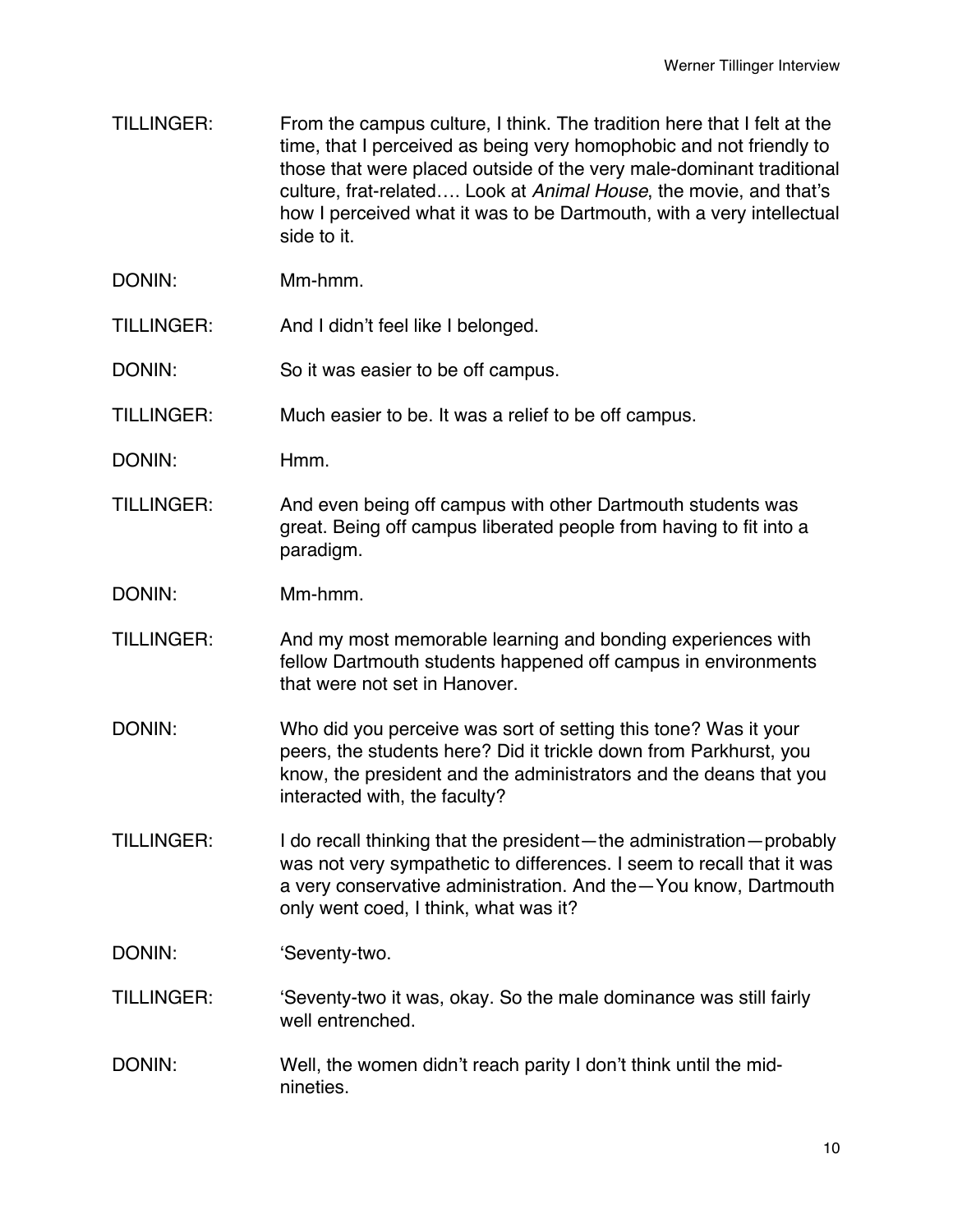TILLINGER: From the campus culture, I think. The tradition here that I felt at the time, that I perceived as being very homophobic and not friendly to those that were placed outside of the very male-dominant traditional culture, frat-related…. Look at *Animal House*, the movie, and that's how I perceived what it was to be Dartmouth, with a very intellectual side to it.

DONIN: Mm-hmm.

TILLINGER: And I didn't feel like I belonged.

DONIN: So it was easier to be off campus.

TILLINGER: Much easier to be. It was a relief to be off campus.

DONIN: Hmm.

TILLINGER: And even being off campus with other Dartmouth students was great. Being off campus liberated people from having to fit into a paradigm.

DONIN: Mm-hmm.

TILLINGER: And my most memorable learning and bonding experiences with fellow Dartmouth students happened off campus in environments that were not set in Hanover.

DONIN: Who did you perceive was sort of setting this tone? Was it your peers, the students here? Did it trickle down from Parkhurst, you know, the president and the administrators and the deans that you interacted with, the faculty?

TILLINGER: I do recall thinking that the president—the administration—probably was not very sympathetic to differences. I seem to recall that it was a very conservative administration. And the—You know, Dartmouth only went coed, I think, what was it?

DONIN: 'Seventy-two.

TILLINGER: 'Seventy-two it was, okay. So the male dominance was still fairly well entrenched.

DONIN: Well, the women didn't reach parity I don't think until the mid-nineties.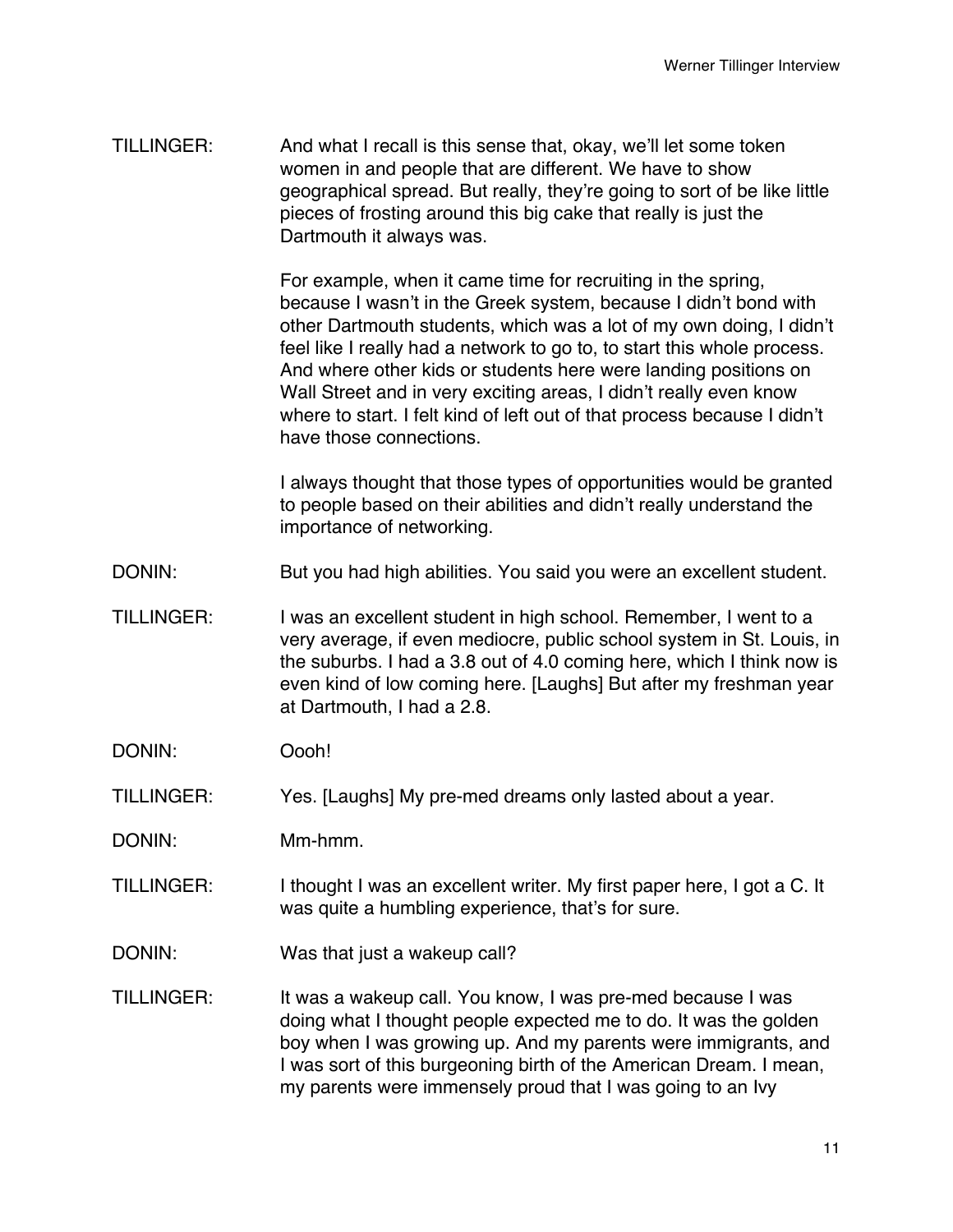TILLINGER: And what I recall is this sense that, okay, we'll let some token women in and people that are different. We have to show geographical spread. But really, they're going to sort of be like little pieces of frosting around this big cake that really is just the Dartmouth it always was.

For example, when it came time for recruiting in the spring, because I wasn't in the Greek system, because I didn't bond with other Dartmouth students, which was a lot of my own doing, I didn't feel like I really had a network to go to, to start this whole process. And where other kids or students here were landing positions on Wall Street and in very exciting areas, I didn't really even know where to start. I felt kind of left out of that process because I didn't have those connections.

I always thought that those types of opportunities would be granted to people based on their abilities and didn't really understand the importance of networking.

DONIN: But you had high abilities. You said you were an excellent student.

TILLINGER: I was an excellent student in high school. Remember, I went to a very average, if even mediocre, public school system in St. Louis, in the suburbs. I had a 3.8 out of 4.0 coming here, which I think now is even kind of low coming here. [Laughs] But after my freshman year at Dartmouth, I had a 2.8.

DONIN: Oooh!

TILLINGER: Yes. [Laughs] My pre-med dreams only lasted about a year.

DONIN: Mm-hmm.

TILLINGER: I thought I was an excellent writer. My first paper here, I got a C. It was quite a humbling experience, that's for sure.

DONIN: Was that just a wakeup call?

TILLINGER: It was a wakeup call. You know, I was pre-med because I was doing what I thought people expected me to do. It was the golden boy when I was growing up. And my parents were immigrants, and I was sort of this burgeoning birth of the American Dream. I mean, my parents were immensely proud that I was going to an Ivy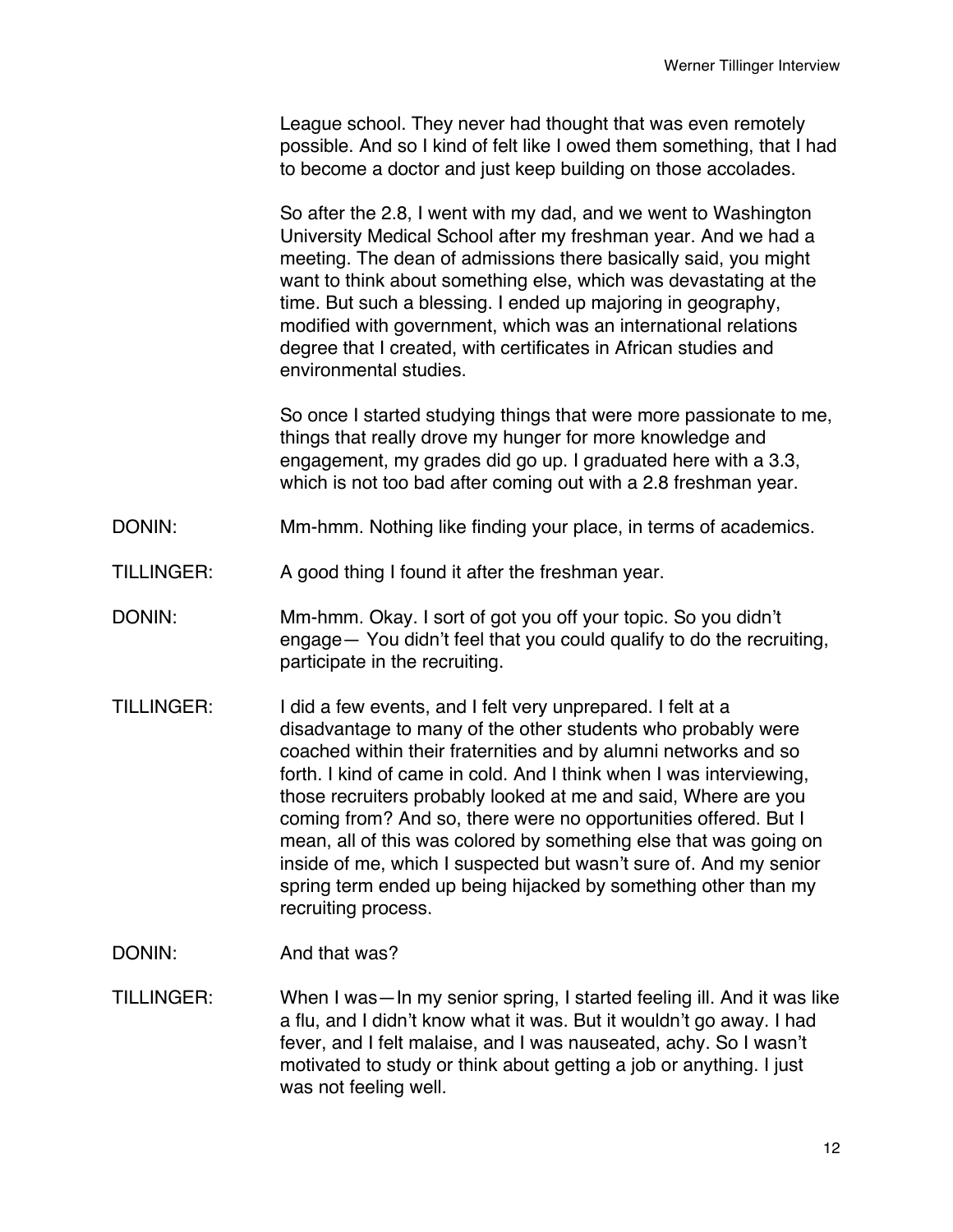League school. They never had thought that was even remotely possible. And so I kind of felt like I owed them something, that I had to become a doctor and just keep building on those accolades.

So after the 2.8, I went with my dad, and we went to Washington University Medical School after my freshman year. And we had a meeting. The dean of admissions there basically said, you might want to think about something else, which was devastating at the time. But such a blessing. I ended up majoring in geography, modified with government, which was an international relations degree that I created, with certificates in African studies and environmental studies.

So once I started studying things that were more passionate to me, things that really drove my hunger for more knowledge and engagement, my grades did go up. I graduated here with a 3.3, which is not too bad after coming out with a 2.8 freshman year.

DONIN: Mm-hmm. Nothing like finding your place, in terms of academics.

TILLINGER: A good thing I found it after the freshman year.

DONIN: Mm-hmm. Okay. I sort of got you off your topic. So you didn't engage— You didn't feel that you could qualify to do the recruiting, participate in the recruiting.

TILLINGER: I did a few events, and I felt very unprepared. I felt at a disadvantage to many of the other students who probably were coached within their fraternities and by alumni networks and so forth. I kind of came in cold. And I think when I was interviewing, those recruiters probably looked at me and said, Where are you coming from? And so, there were no opportunities offered. But I mean, all of this was colored by something else that was going on inside of me, which I suspected but wasn't sure of. And my senior spring term ended up being hijacked by something other than my recruiting process.

DONIN: And that was?

TILLINGER: When I was—In my senior spring, I started feeling ill. And it was like a flu, and I didn't know what it was. But it wouldn't go away. I had fever, and I felt malaise, and I was nauseated, achy. So I wasn't motivated to study or think about getting a job or anything. I just was not feeling well.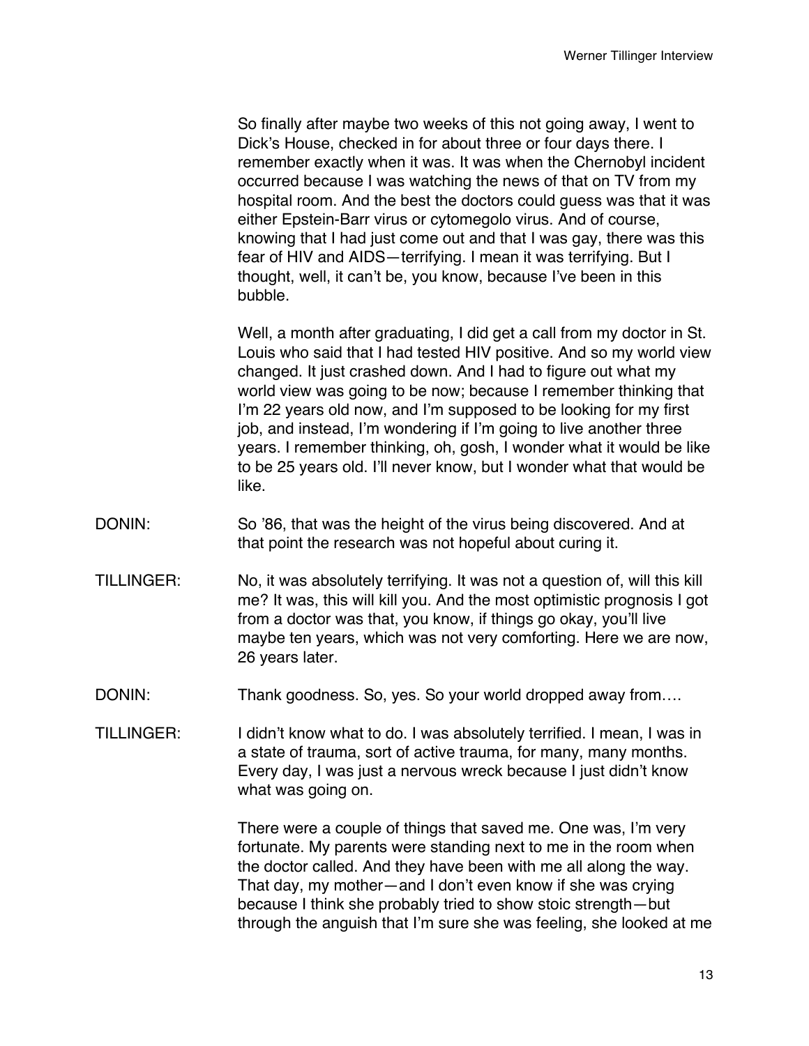So finally after maybe two weeks of this not going away, I went to Dick's House, checked in for about three or four days there. I remember exactly when it was. It was when the Chernobyl incident occurred because I was watching the news of that on TV from my hospital room. And the best the doctors could guess was that it was either Epstein-Barr virus or cytomegolo virus. And of course, knowing that I had just come out and that I was gay, there was this fear of HIV and AIDS—terrifying. I mean it was terrifying. But I thought, well, it can't be, you know, because I've been in this bubble.

Well, a month after graduating, I did get a call from my doctor in St. Louis who said that I had tested HIV positive. And so my world view changed. It just crashed down. And I had to figure out what my world view was going to be now; because I remember thinking that I'm 22 years old now, and I'm supposed to be looking for my first job, and instead, I'm wondering if I'm going to live another three years. I remember thinking, oh, gosh, I wonder what it would be like to be 25 years old. I'll never know, but I wonder what that would be like.

DONIN: So '86, that was the height of the virus being discovered. And at that point the research was not hopeful about curing it.

TILLINGER: No, it was absolutely terrifying. It was not a question of, will this kill me? It was, this will kill you. And the most optimistic prognosis I got from a doctor was that, you know, if things go okay, you'll live maybe ten years, which was not very comforting. Here we are now, 26 years later.

DONIN: Thank goodness. So, yes. So your world dropped away from….

TILLINGER: I didn't know what to do. I was absolutely terrified. I mean, I was in a state of trauma, sort of active trauma, for many, many months. Every day, I was just a nervous wreck because I just didn't know what was going on.

There were a couple of things that saved me. One was, I'm very fortunate. My parents were standing next to me in the room when the doctor called. And they have been with me all along the way. That day, my mother—and I don't even know if she was crying because I think she probably tried to show stoic strength—but through the anguish that I'm sure she was feeling, she looked at me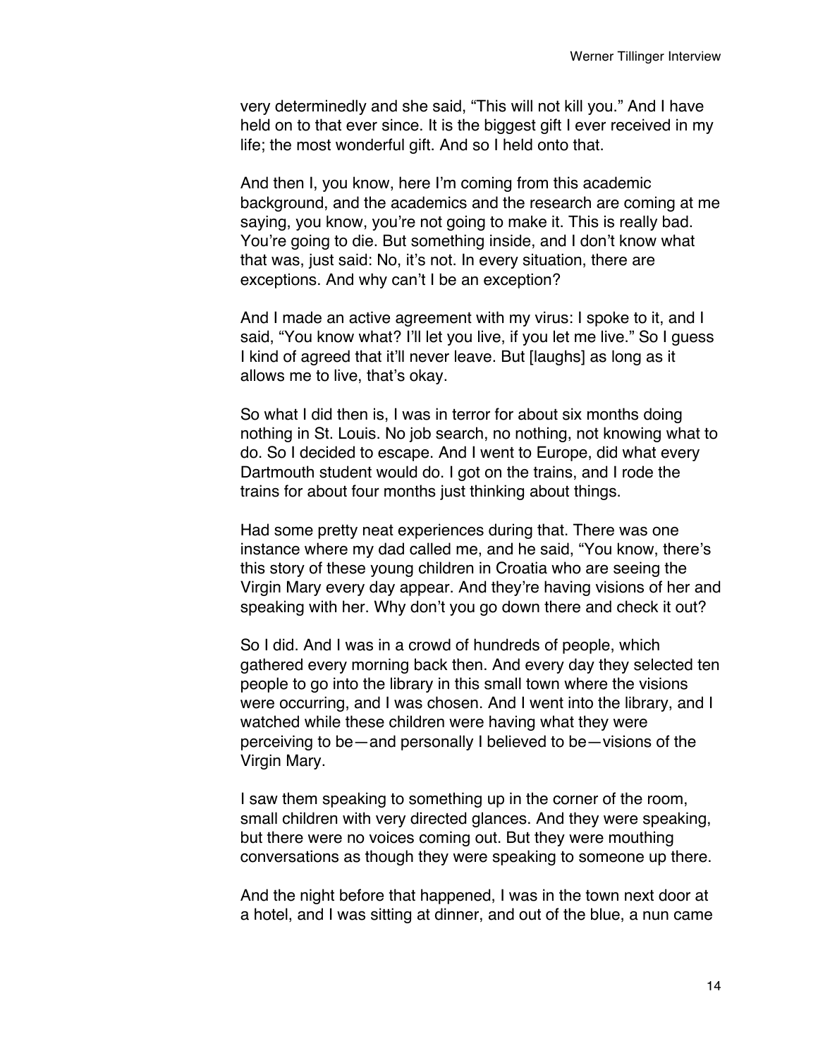very determinedly and she said, “This will not kill you.” And I have held on to that ever since. It is the biggest gift I ever received in my life; the most wonderful gift. And so I held onto that.

And then I, you know, here I’m coming from this academic background, and the academics and the research are coming at me saying, you know, you’re not going to make it. This is really bad. You’re going to die. But something inside, and I don’t know what that was, just said: No, it’s not. In every situation, there are exceptions. And why can’t I be an exception?

And I made an active agreement with my virus: I spoke to it, and I said, “You know what? I’ll let you live, if you let me live.” So I guess I kind of agreed that it’ll never leave. But [laughs] as long as it allows me to live, that’s okay.

So what I did then is, I was in terror for about six months doing nothing in St. Louis. No job search, no nothing, not knowing what to do. So I decided to escape. And I went to Europe, did what every Dartmouth student would do. I got on the trains, and I rode the trains for about four months just thinking about things.

Had some pretty neat experiences during that. There was one instance where my dad called me, and he said, “You know, there’s this story of these young children in Croatia who are seeing the Virgin Mary every day appear. And they’re having visions of her and speaking with her. Why don’t you go down there and check it out?

So I did. And I was in a crowd of hundreds of people, which gathered every morning back then. And every day they selected ten people to go into the library in this small town where the visions were occurring, and I was chosen. And I went into the library, and I watched while these children were having what they were perceiving to be—and personally I believed to be—visions of the Virgin Mary.

I saw them speaking to something up in the corner of the room, small children with very directed glances. And they were speaking, but there were no voices coming out. But they were mouthing conversations as though they were speaking to someone up there.

And the night before that happened, I was in the town next door at a hotel, and I was sitting at dinner, and out of the blue, a nun came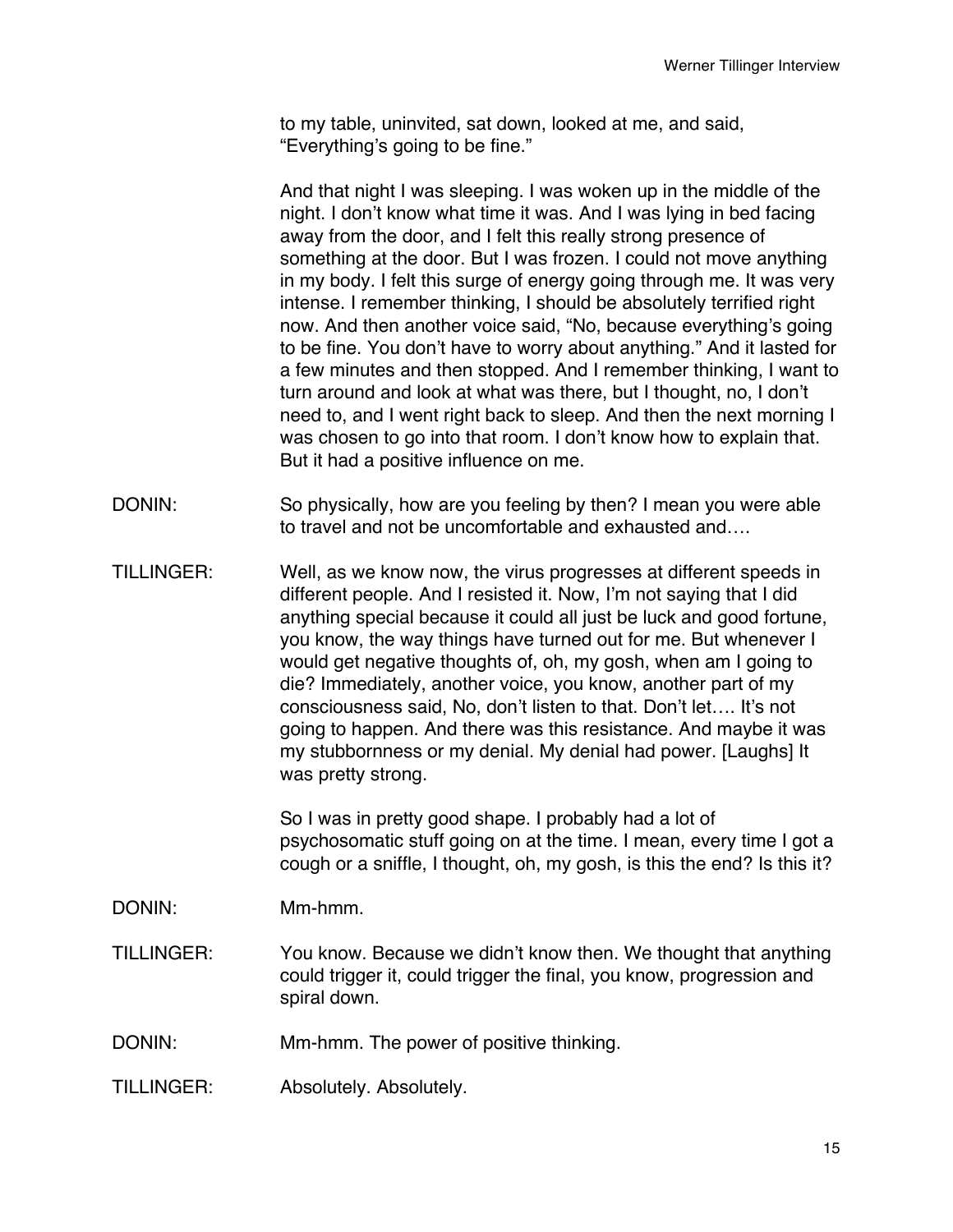to my table, uninvited, sat down, looked at me, and said, "Everything's going to be fine."

And that night I was sleeping. I was woken up in the middle of the night. I don't know what time it was. And I was lying in bed facing away from the door, and I felt this really strong presence of something at the door. But I was frozen. I could not move anything in my body. I felt this surge of energy going through me. It was very intense. I remember thinking, I should be absolutely terrified right now. And then another voice said, "No, because everything's going to be fine. You don't have to worry about anything." And it lasted for a few minutes and then stopped. And I remember thinking, I want to turn around and look at what was there, but I thought, no, I don't need to, and I went right back to sleep. And then the next morning I was chosen to go into that room. I don't know how to explain that. But it had a positive influence on me.

DONIN: So physically, how are you feeling by then? I mean you were able to travel and not be uncomfortable and exhausted and….

TILLINGER: Well, as we know now, the virus progresses at different speeds in different people. And I resisted it. Now, I'm not saying that I did anything special because it could all just be luck and good fortune, you know, the way things have turned out for me. But whenever I would get negative thoughts of, oh, my gosh, when am I going to die? Immediately, another voice, you know, another part of my consciousness said, No, don't listen to that. Don't let…. It's not going to happen. And there was this resistance. And maybe it was my stubbornness or my denial. My denial had power. [Laughs] It was pretty strong.

So I was in pretty good shape. I probably had a lot of psychosomatic stuff going on at the time. I mean, every time I got a cough or a sniffle, I thought, oh, my gosh, is this the end? Is this it?

DONIN: Mm-hmm.

TILLINGER: You know. Because we didn't know then. We thought that anything could trigger it, could trigger the final, you know, progression and spiral down.

DONIN: Mm-hmm. The power of positive thinking.

TILLINGER: Absolutely. Absolutely.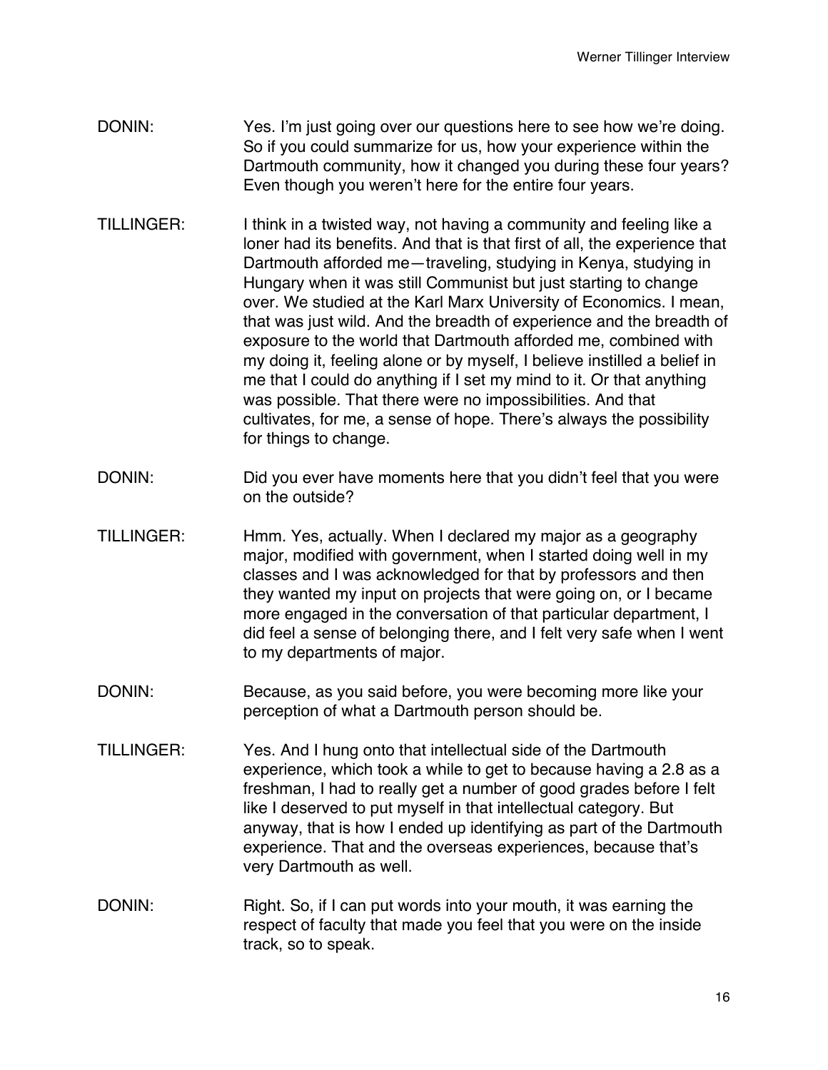DONIN: Yes. I'm just going over our questions here to see how we're doing. So if you could summarize for us, how your experience within the Dartmouth community, how it changed you during these four years? Even though you weren't here for the entire four years.

TILLINGER: I think in a twisted way, not having a community and feeling like a loner had its benefits. And that is that first of all, the experience that Dartmouth afforded me—traveling, studying in Kenya, studying in Hungary when it was still Communist but just starting to change over. We studied at the Karl Marx University of Economics. I mean, that was just wild. And the breadth of experience and the breadth of exposure to the world that Dartmouth afforded me, combined with my doing it, feeling alone or by myself, I believe instilled a belief in me that I could do anything if I set my mind to it. Or that anything was possible. That there were no impossibilities. And that cultivates, for me, a sense of hope. There's always the possibility for things to change.

DONIN: Did you ever have moments here that you didn't feel that you were on the outside?

TILLINGER: Hmm. Yes, actually. When I declared my major as a geography major, modified with government, when I started doing well in my classes and I was acknowledged for that by professors and then they wanted my input on projects that were going on, or I became more engaged in the conversation of that particular department, I did feel a sense of belonging there, and I felt very safe when I went to my departments of major.

DONIN: Because, as you said before, you were becoming more like your perception of what a Dartmouth person should be.

TILLINGER: Yes. And I hung onto that intellectual side of the Dartmouth experience, which took a while to get to because having a 2.8 as a freshman, I had to really get a number of good grades before I felt like I deserved to put myself in that intellectual category. But anyway, that is how I ended up identifying as part of the Dartmouth experience. That and the overseas experiences, because that's very Dartmouth as well.

DONIN: Right. So, if I can put words into your mouth, it was earning the respect of faculty that made you feel that you were on the inside track, so to speak.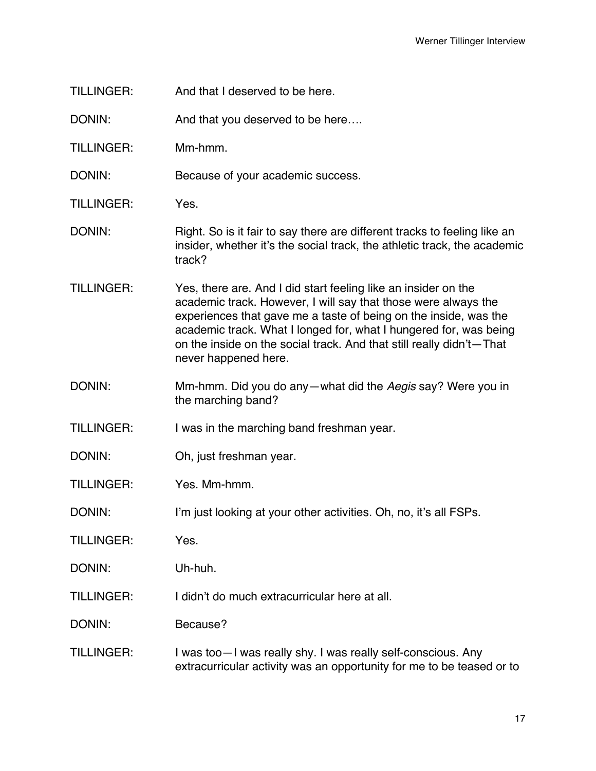TILLINGER: And that I deserved to be here.

DONIN: And that you deserved to be here….

TILLINGER: Mm-hmm.

DONIN: Because of your academic success.

TILLINGER: Yes.

DONIN: Right. So is it fair to say there are different tracks to feeling like an insider, whether it's the social track, the athletic track, the academic track?

TILLINGER: Yes, there are. And I did start feeling like an insider on the academic track. However, I will say that those were always the experiences that gave me a taste of being on the inside, was the academic track. What I longed for, what I hungered for, was being on the inside on the social track. And that still really didn't—That never happened here.

DONIN: Mm-hmm. Did you do any—what did the *Aegis* say? Were you in the marching band?

TILLINGER: I was in the marching band freshman year.

DONIN: Oh, just freshman year.

TILLINGER: Yes. Mm-hmm.

DONIN: I'm just looking at your other activities. Oh, no, it's all FSPs.

TILLINGER: Yes.

DONIN: Uh-huh.

TILLINGER: I didn't do much extracurricular here at all.

DONIN: Because?

TILLINGER: I was too—I was really shy. I was really self-conscious. Any extracurricular activity was an opportunity for me to be teased or to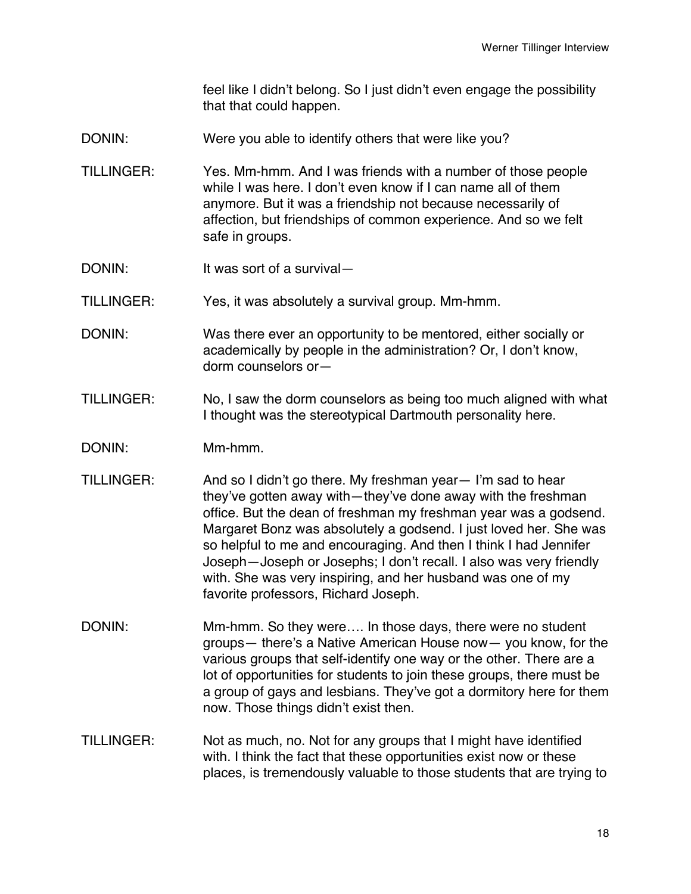feel like I didn't belong. So I just didn't even engage the possibility that that could happen.

DONIN: Were you able to identify others that were like you?

TILLINGER: Yes. Mm-hmm. And I was friends with a number of those people while I was here. I don't even know if I can name all of them anymore. But it was a friendship not because necessarily of affection, but friendships of common experience. And so we felt safe in groups.

DONIN: It was sort of a survival—

TILLINGER: Yes, it was absolutely a survival group. Mm-hmm.

DONIN: Was there ever an opportunity to be mentored, either socially or academically by people in the administration? Or, I don't know, dorm counselors or—

TILLINGER: No, I saw the dorm counselors as being too much aligned with what I thought was the stereotypical Dartmouth personality here.

DONIN: Mm-hmm.

TILLINGER: And so I didn't go there. My freshman year— I'm sad to hear they've gotten away with—they've done away with the freshman office. But the dean of freshman my freshman year was a godsend. Margaret Bonz was absolutely a godsend. I just loved her. She was so helpful to me and encouraging. And then I think I had Jennifer Joseph—Joseph or Josephs; I don't recall. I also was very friendly with. She was very inspiring, and her husband was one of my favorite professors, Richard Joseph.

DONIN: Mm-hmm. So they were…. In those days, there were no student groups— there's a Native American House now— you know, for the various groups that self-identify one way or the other. There are a lot of opportunities for students to join these groups, there must be a group of gays and lesbians. They've got a dormitory here for them now. Those things didn't exist then.

TILLINGER: Not as much, no. Not for any groups that I might have identified with. I think the fact that these opportunities exist now or these places, is tremendously valuable to those students that are trying to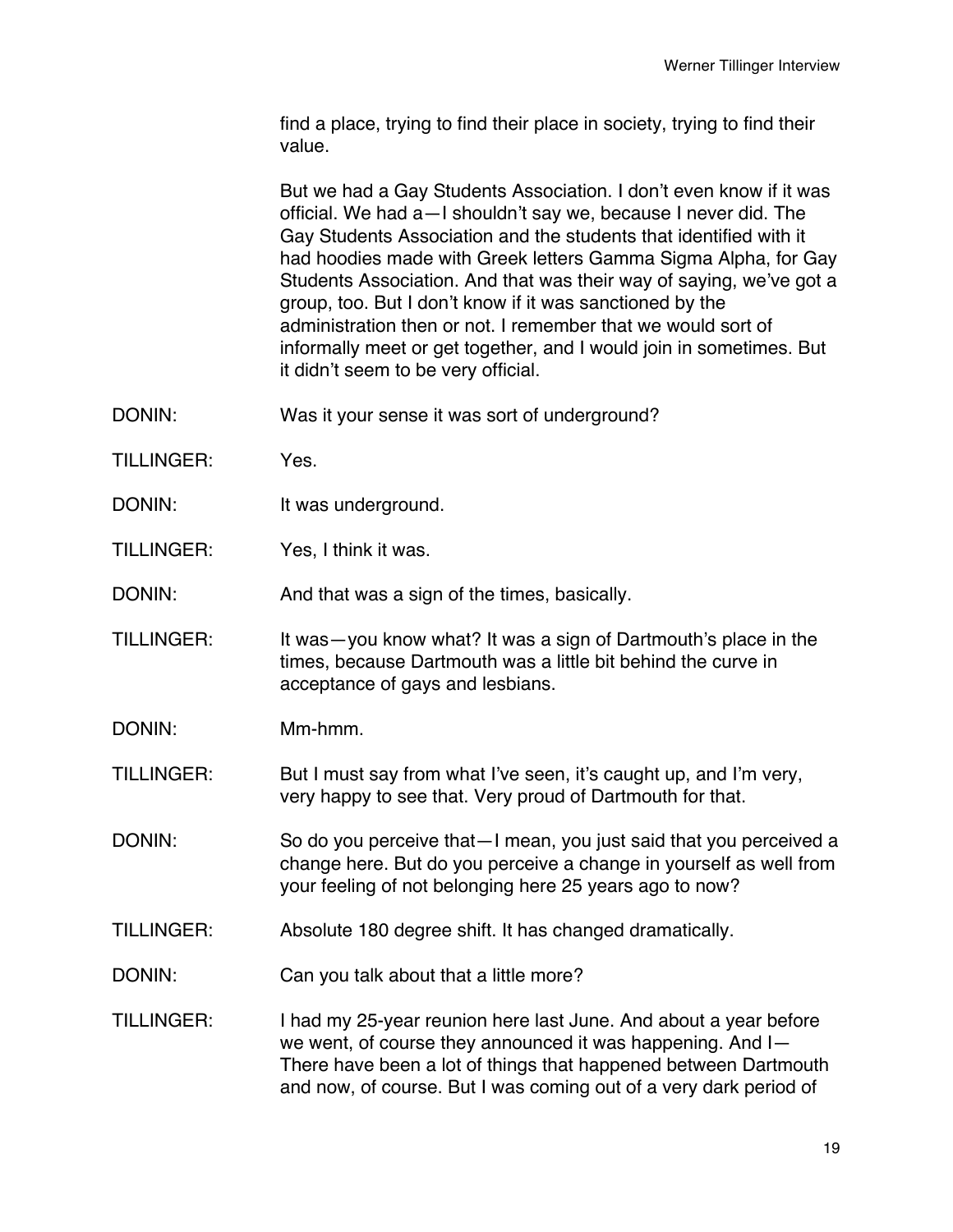find a place, trying to find their place in society, trying to find their value.

But we had a Gay Students Association. I don't even know if it was official. We had a—I shouldn't say we, because I never did. The Gay Students Association and the students that identified with it had hoodies made with Greek letters Gamma Sigma Alpha, for Gay Students Association. And that was their way of saying, we've got a group, too. But I don't know if it was sanctioned by the administration then or not. I remember that we would sort of informally meet or get together, and I would join in sometimes. But it didn't seem to be very official.

DONIN: Was it your sense it was sort of underground?

TILLINGER: Yes.

DONIN: It was underground.

TILLINGER: Yes, I think it was.

DONIN: And that was a sign of the times, basically.

TILLINGER: It was—you know what? It was a sign of Dartmouth's place in the times, because Dartmouth was a little bit behind the curve in acceptance of gays and lesbians.

DONIN: Mm-hmm.

TILLINGER: But I must say from what I've seen, it's caught up, and I'm very, very happy to see that. Very proud of Dartmouth for that.

DONIN: So do you perceive that—I mean, you just said that you perceived a change here. But do you perceive a change in yourself as well from your feeling of not belonging here 25 years ago to now?

TILLINGER: Absolute 180 degree shift. It has changed dramatically.

DONIN: Can you talk about that a little more?

TILLINGER: I had my 25-year reunion here last June. And about a year before we went, of course they announced it was happening. And I— There have been a lot of things that happened between Dartmouth and now, of course. But I was coming out of a very dark period of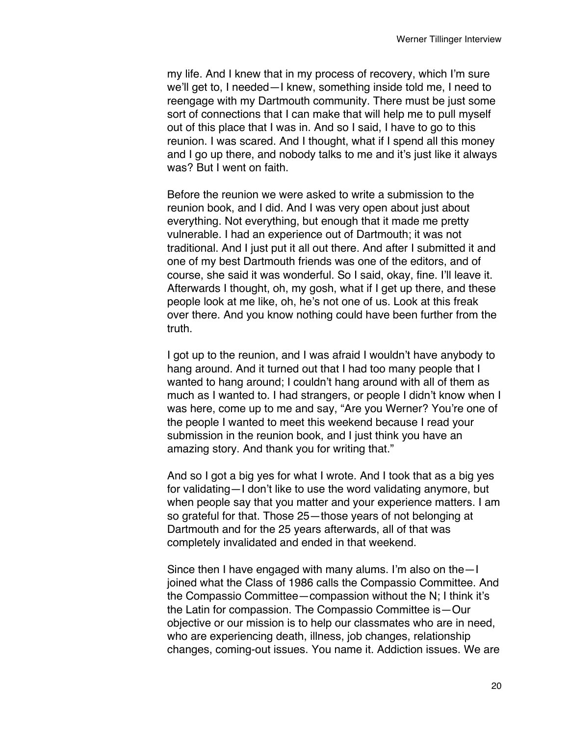my life. And I knew that in my process of recovery, which I'm sure we'll get to, I needed—I knew, something inside told me, I need to reengage with my Dartmouth community. There must be just some sort of connections that I can make that will help me to pull myself out of this place that I was in. And so I said, I have to go to this reunion. I was scared. And I thought, what if I spend all this money and I go up there, and nobody talks to me and it's just like it always was? But I went on faith.

Before the reunion we were asked to write a submission to the reunion book, and I did. And I was very open about just about everything. Not everything, but enough that it made me pretty vulnerable. I had an experience out of Dartmouth; it was not traditional. And I just put it all out there. And after I submitted it and one of my best Dartmouth friends was one of the editors, and of course, she said it was wonderful. So I said, okay, fine. I'll leave it. Afterwards I thought, oh, my gosh, what if I get up there, and these people look at me like, oh, he's not one of us. Look at this freak over there. And you know nothing could have been further from the truth.

I got up to the reunion, and I was afraid I wouldn't have anybody to hang around. And it turned out that I had too many people that I wanted to hang around; I couldn't hang around with all of them as much as I wanted to. I had strangers, or people I didn't know when I was here, come up to me and say, "Are you Werner? You're one of the people I wanted to meet this weekend because I read your submission in the reunion book, and I just think you have an amazing story. And thank you for writing that."

And so I got a big yes for what I wrote. And I took that as a big yes for validating—I don't like to use the word validating anymore, but when people say that you matter and your experience matters. I am so grateful for that. Those 25—those years of not belonging at Dartmouth and for the 25 years afterwards, all of that was completely invalidated and ended in that weekend.

Since then I have engaged with many alums. I'm also on the—I joined what the Class of 1986 calls the Compassio Committee. And the Compassio Committee—compassion without the N; I think it's the Latin for compassion. The Compassio Committee is—Our objective or our mission is to help our classmates who are in need, who are experiencing death, illness, job changes, relationship changes, coming-out issues. You name it. Addiction issues. We are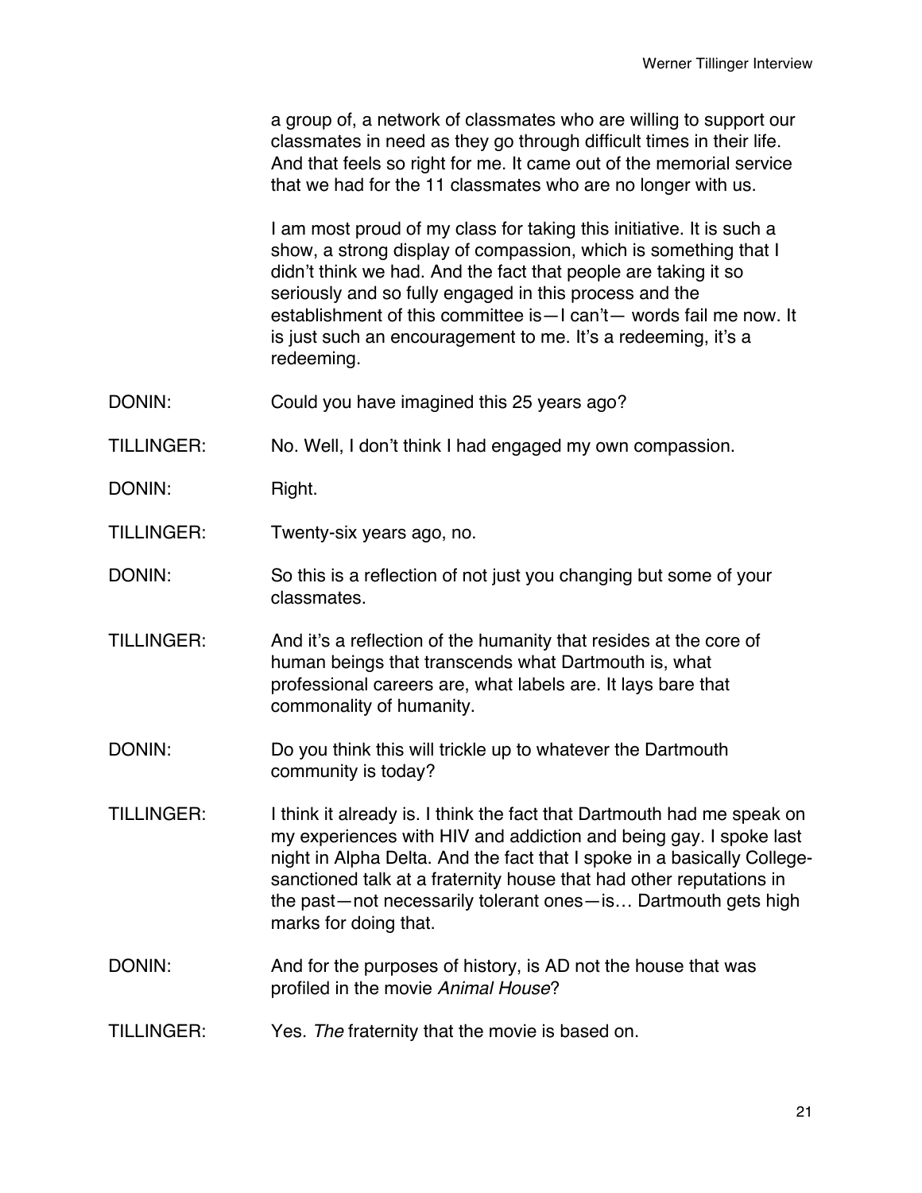a group of, a network of classmates who are willing to support our classmates in need as they go through difficult times in their life. And that feels so right for me. It came out of the memorial service that we had for the 11 classmates who are no longer with us.

I am most proud of my class for taking this initiative. It is such a show, a strong display of compassion, which is something that I didn't think we had. And the fact that people are taking it so seriously and so fully engaged in this process and the establishment of this committee is—I can't— words fail me now. It is just such an encouragement to me. It's a redeeming, it's a redeeming.

DONIN: Could you have imagined this 25 years ago?

TILLINGER: No. Well, I don't think I had engaged my own compassion.

DONIN: Right.

TILLINGER: Twenty-six years ago, no.

DONIN: So this is a reflection of not just you changing but some of your classmates.

TILLINGER: And it's a reflection of the humanity that resides at the core of human beings that transcends what Dartmouth is, what professional careers are, what labels are. It lays bare that commonality of humanity.

DONIN: Do you think this will trickle up to whatever the Dartmouth community is today?

TILLINGER: I think it already is. I think the fact that Dartmouth had me speak on my experiences with HIV and addiction and being gay. I spoke last night in Alpha Delta. And the fact that I spoke in a basically College-sanctioned talk at a fraternity house that had other reputations in the past—not necessarily tolerant ones—is… Dartmouth gets high marks for doing that.

DONIN: And for the purposes of history, is AD not the house that was profiled in the movie *Animal House*?

TILLINGER: Yes. *The* fraternity that the movie is based on.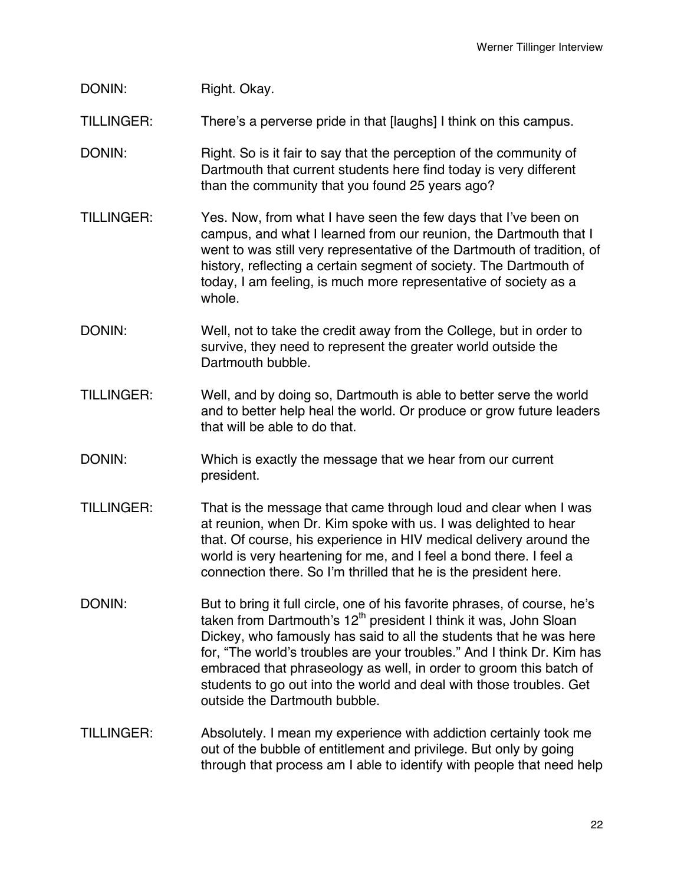DONIN: Right. Okay.

TILLINGER: There's a perverse pride in that [laughs] I think on this campus.

DONIN: Right. So is it fair to say that the perception of the community of Dartmouth that current students here find today is very different than the community that you found 25 years ago?

TILLINGER: Yes. Now, from what I have seen the few days that I've been on campus, and what I learned from our reunion, the Dartmouth that I went to was still very representative of the Dartmouth of tradition, of history, reflecting a certain segment of society. The Dartmouth of today, I am feeling, is much more representative of society as a whole.

DONIN: Well, not to take the credit away from the College, but in order to survive, they need to represent the greater world outside the Dartmouth bubble.

TILLINGER: Well, and by doing so, Dartmouth is able to better serve the world and to better help heal the world. Or produce or grow future leaders that will be able to do that.

DONIN: Which is exactly the message that we hear from our current president.

TILLINGER: That is the message that came through loud and clear when I was at reunion, when Dr. Kim spoke with us. I was delighted to hear that. Of course, his experience in HIV medical delivery around the world is very heartening for me, and I feel a bond there. I feel a connection there. So I'm thrilled that he is the president here.

DONIN: But to bring it full circle, one of his favorite phrases, of course, he's taken from Dartmouth's 12th president I think it was, John Sloan Dickey, who famously has said to all the students that he was here for, "The world's troubles are your troubles." And I think Dr. Kim has embraced that phraseology as well, in order to groom this batch of students to go out into the world and deal with those troubles. Get outside the Dartmouth bubble.

TILLINGER: Absolutely. I mean my experience with addiction certainly took me out of the bubble of entitlement and privilege. But only by going through that process am I able to identify with people that need help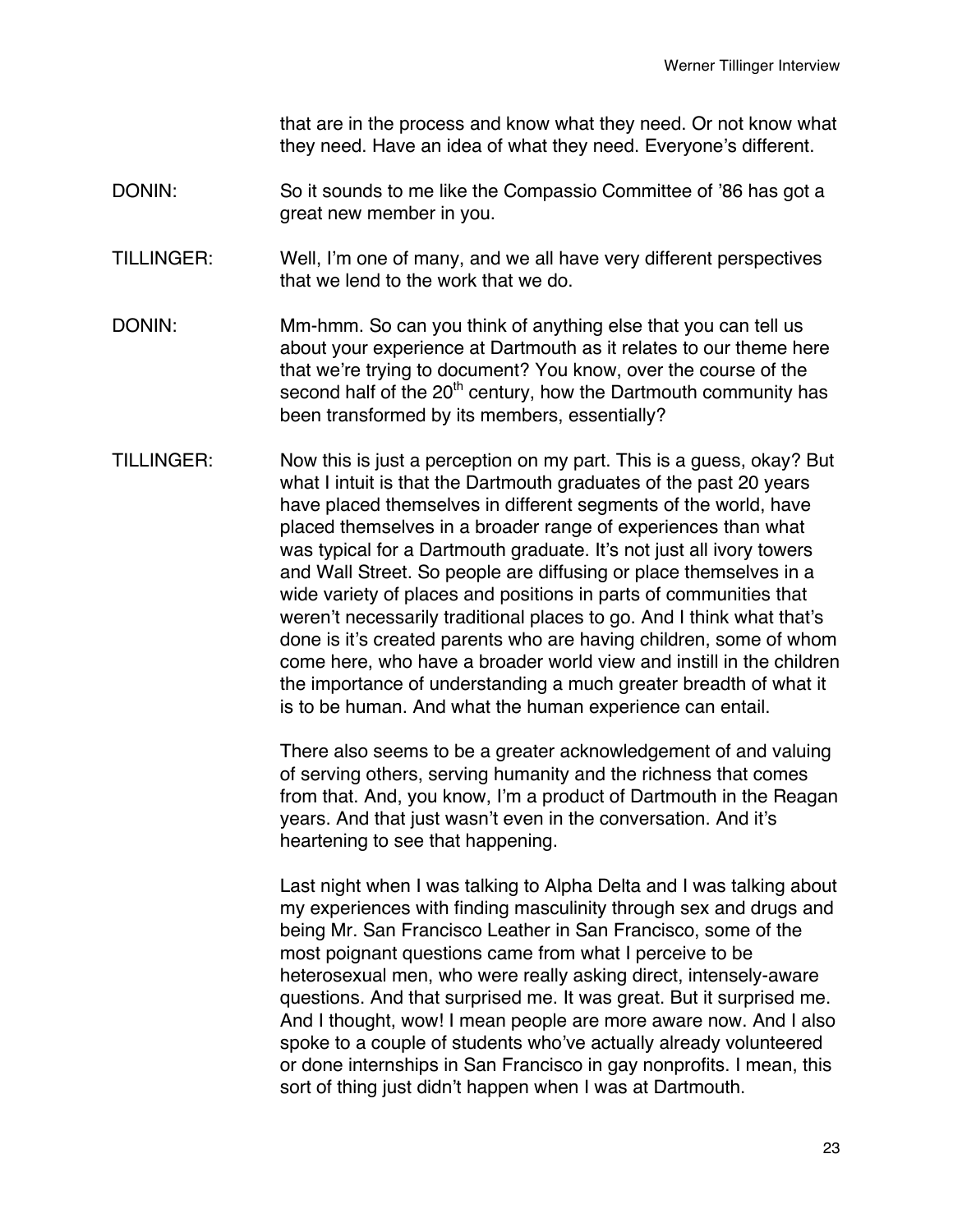that are in the process and know what they need. Or not know what they need. Have an idea of what they need. Everyone's different.

DONIN: So it sounds to me like the Compassio Committee of '86 has got a great new member in you.

TILLINGER: Well, I'm one of many, and we all have very different perspectives that we lend to the work that we do.

DONIN: Mm-hmm. So can you think of anything else that you can tell us about your experience at Dartmouth as it relates to our theme here that we're trying to document? You know, over the course of the second half of the 20th century, how the Dartmouth community has been transformed by its members, essentially?

TILLINGER: Now this is just a perception on my part. This is a guess, okay? But what I intuit is that the Dartmouth graduates of the past 20 years have placed themselves in different segments of the world, have placed themselves in a broader range of experiences than what was typical for a Dartmouth graduate. It's not just all ivory towers and Wall Street. So people are diffusing or place themselves in a wide variety of places and positions in parts of communities that weren't necessarily traditional places to go. And I think what that's done is it's created parents who are having children, some of whom come here, who have a broader world view and instill in the children the importance of understanding a much greater breadth of what it is to be human. And what the human experience can entail.

There also seems to be a greater acknowledgement of and valuing of serving others, serving humanity and the richness that comes from that. And, you know, I'm a product of Dartmouth in the Reagan years. And that just wasn't even in the conversation. And it's heartening to see that happening.

Last night when I was talking to Alpha Delta and I was talking about my experiences with finding masculinity through sex and drugs and being Mr. San Francisco Leather in San Francisco, some of the most poignant questions came from what I perceive to be heterosexual men, who were really asking direct, intensely-aware questions. And that surprised me. It was great. But it surprised me. And I thought, wow! I mean people are more aware now. And I also spoke to a couple of students who've actually already volunteered or done internships in San Francisco in gay nonprofits. I mean, this sort of thing just didn't happen when I was at Dartmouth.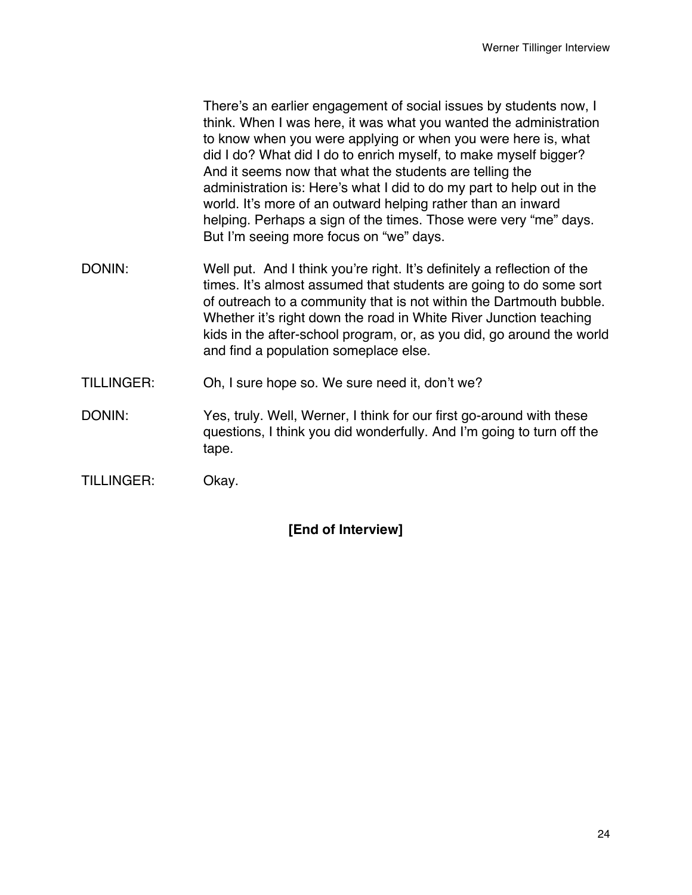There's an earlier engagement of social issues by students now, I think. When I was here, it was what you wanted the administration to know when you were applying or when you were here is, what did I do? What did I do to enrich myself, to make myself bigger? And it seems now that what the students are telling the administration is: Here's what I did to do my part to help out in the world. It's more of an outward helping rather than an inward helping. Perhaps a sign of the times. Those were very "me" days. But I'm seeing more focus on "we" days.

DONIN: Well put. And I think you're right. It's definitely a reflection of the times. It's almost assumed that students are going to do some sort of outreach to a community that is not within the Dartmouth bubble. Whether it's right down the road in White River Junction teaching kids in the after-school program, or, as you did, go around the world and find a population someplace else.

TILLINGER: Oh, I sure hope so. We sure need it, don't we?

DONIN: Yes, truly. Well, Werner, I think for our first go-around with these questions, I think you did wonderfully. And I'm going to turn off the tape.

TILLINGER: Okay.

**[End of Interview]**